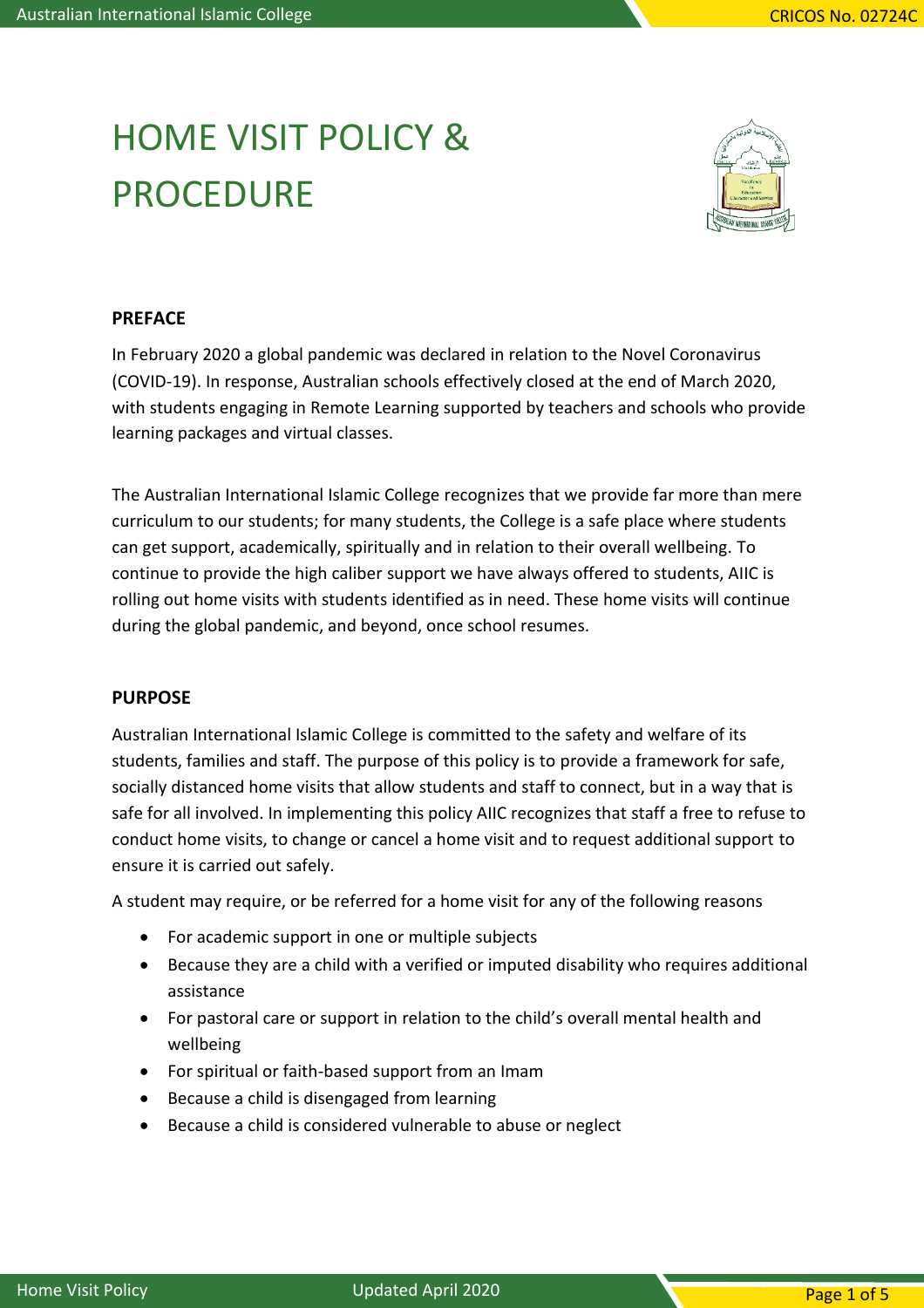# HOME VISIT POLICY & PROCEDURE

**PREFACE**

In February 2020 a global pandemic was declared in relation to the Novel Coronavirus (COVID-19). In response, Australian schools effectively closed at the end of March 2020, with students engaging in Remote Learning supported by teachers and schools who provide learning packages and virtual classes.

The Australian International Islamic College recognizes that we provide far more than mere curriculum to our students; for many students, the College is a safe place where students can get support, academically, spiritually and in relation to their overall wellbeing. To continue to provide the high caliber support we have always offered to students, AIIC is rolling out home visits with students identified as in need. These home visits will continue during the global pandemic, and beyond, once school resumes.

**PURPOSE**

Australian International Islamic College is committed to the safety and welfare of its students, families and staff. The purpose of this policy is to provide a framework for safe, socially distanced home visits that allow students and staff to connect, but in a way that is safe for all involved. In implementing this policy AIIC recognizes that staff a free to refuse to conduct home visits, to change or cancel a home visit and to request additional support to ensure it is carried out safely.

A student may require, or be referred for a home visit for any of the following reasons

- For academic support in one or multiple subjects
- Because they are a child with a verified or imputed disability who requires additional assistance
- For pastoral care or support in relation to the child's overall mental health and wellbeing
- For spiritual or faith-based support from an Imam
- Because a child is disengaged from learning
- Because a child is considered vulnerable to abuse or neglect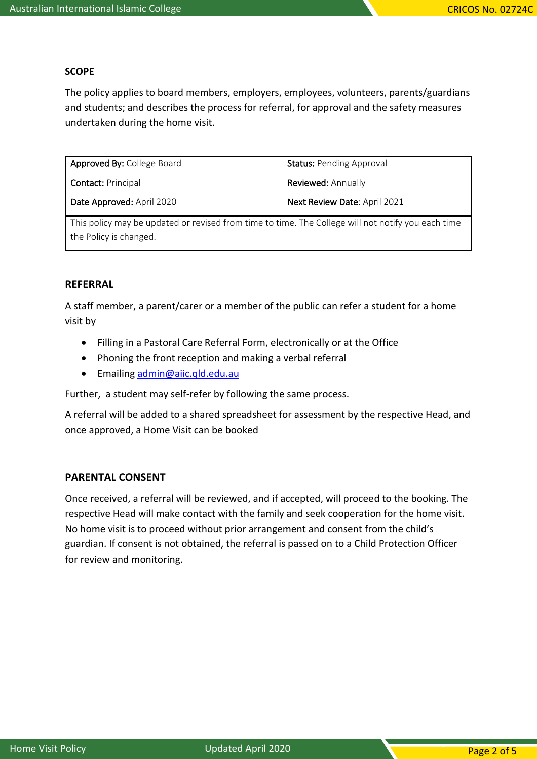## SCOPE

The policy applies to board members, employers, employees, volunteers, parents/guardians and students; and describes the process for referral, for approval and the safety measures undertaken during the home visit.

| **Approved By:** College Board | **Status:** Pending Approval |
| --- | --- |
| **Contact:** Principal | **Reviewed:** Annually |
| **Date Approved:** April 2020 | **Next Review Date**: April 2021 |
| This policy may be updated or revised from time to time. The College will not notify you each time the Policy is changed. | |

## REFERRAL

A staff member, a parent/carer or a member of the public can refer a student for a home visit by

- Filling in a Pastoral Care Referral Form, electronically or at the Office
- Phoning the front reception and making a verbal referral
- Emailing admin@aiic.qld.edu.au

Further, a student may self-refer by following the same process.

A referral will be added to a shared spreadsheet for assessment by the respective Head, and once approved, a Home Visit can be booked

## PARENTAL CONSENT

Once received, a referral will be reviewed, and if accepted, will proceed to the booking. The respective Head will make contact with the family and seek cooperation for the home visit. No home visit is to proceed without prior arrangement and consent from the child's guardian. If consent is not obtained, the referral is passed on to a Child Protection Officer for review and monitoring.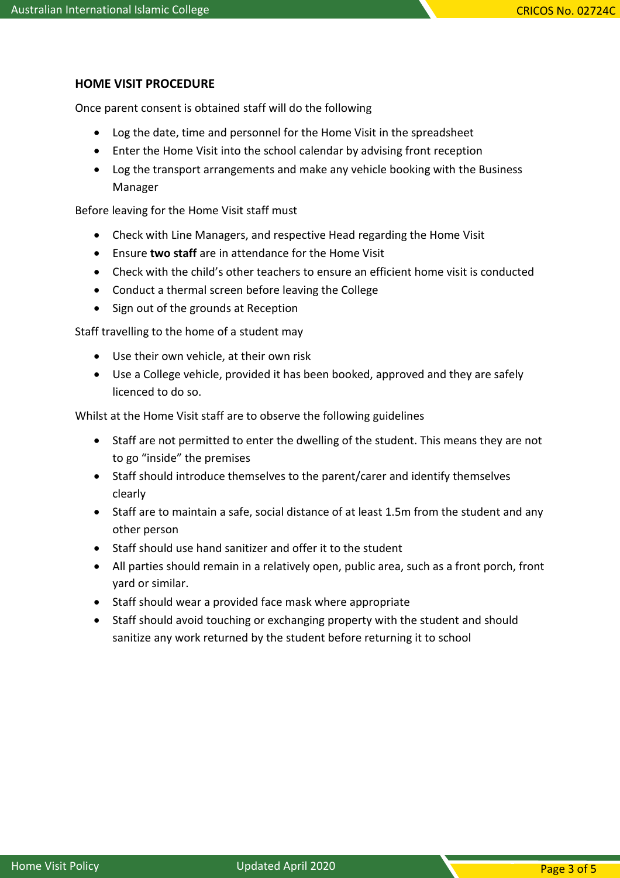**HOME VISIT PROCEDURE**

Once parent consent is obtained staff will do the following

- Log the date, time and personnel for the Home Visit in the spreadsheet
- Enter the Home Visit into the school calendar by advising front reception
- Log the transport arrangements and make any vehicle booking with the Business Manager

Before leaving for the Home Visit staff must

- Check with Line Managers, and respective Head regarding the Home Visit
- Ensure **two staff** are in attendance for the Home Visit
- Check with the child's other teachers to ensure an efficient home visit is conducted
- Conduct a thermal screen before leaving the College
- Sign out of the grounds at Reception

Staff travelling to the home of a student may

- Use their own vehicle, at their own risk
- Use a College vehicle, provided it has been booked, approved and they are safely licenced to do so.

Whilst at the Home Visit staff are to observe the following guidelines

- Staff are not permitted to enter the dwelling of the student. This means they are not to go "inside" the premises
- Staff should introduce themselves to the parent/carer and identify themselves clearly
- Staff are to maintain a safe, social distance of at least 1.5m from the student and any other person
- Staff should use hand sanitizer and offer it to the student
- All parties should remain in a relatively open, public area, such as a front porch, front yard or similar.
- Staff should wear a provided face mask where appropriate
- Staff should avoid touching or exchanging property with the student and should sanitize any work returned by the student before returning it to school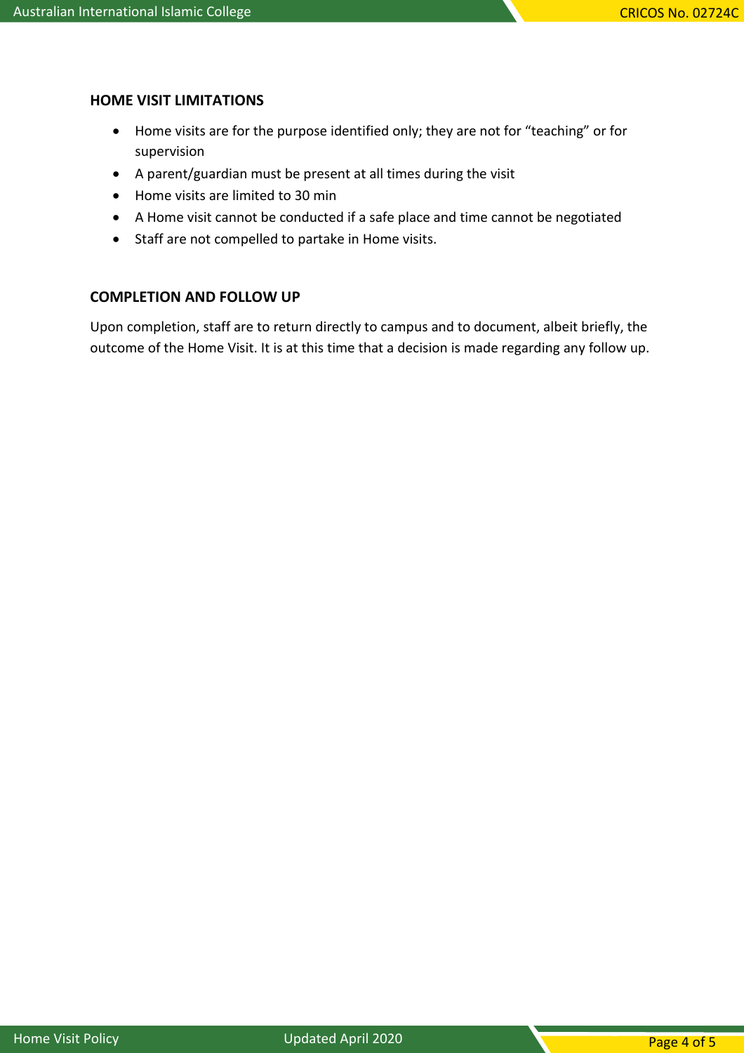## HOME VISIT LIMITATIONS

- Home visits are for the purpose identified only; they are not for "teaching" or for supervision
- A parent/guardian must be present at all times during the visit
- Home visits are limited to 30 min
- A Home visit cannot be conducted if a safe place and time cannot be negotiated
- Staff are not compelled to partake in Home visits.

## COMPLETION AND FOLLOW UP

Upon completion, staff are to return directly to campus and to document, albeit briefly, the outcome of the Home Visit. It is at this time that a decision is made regarding any follow up.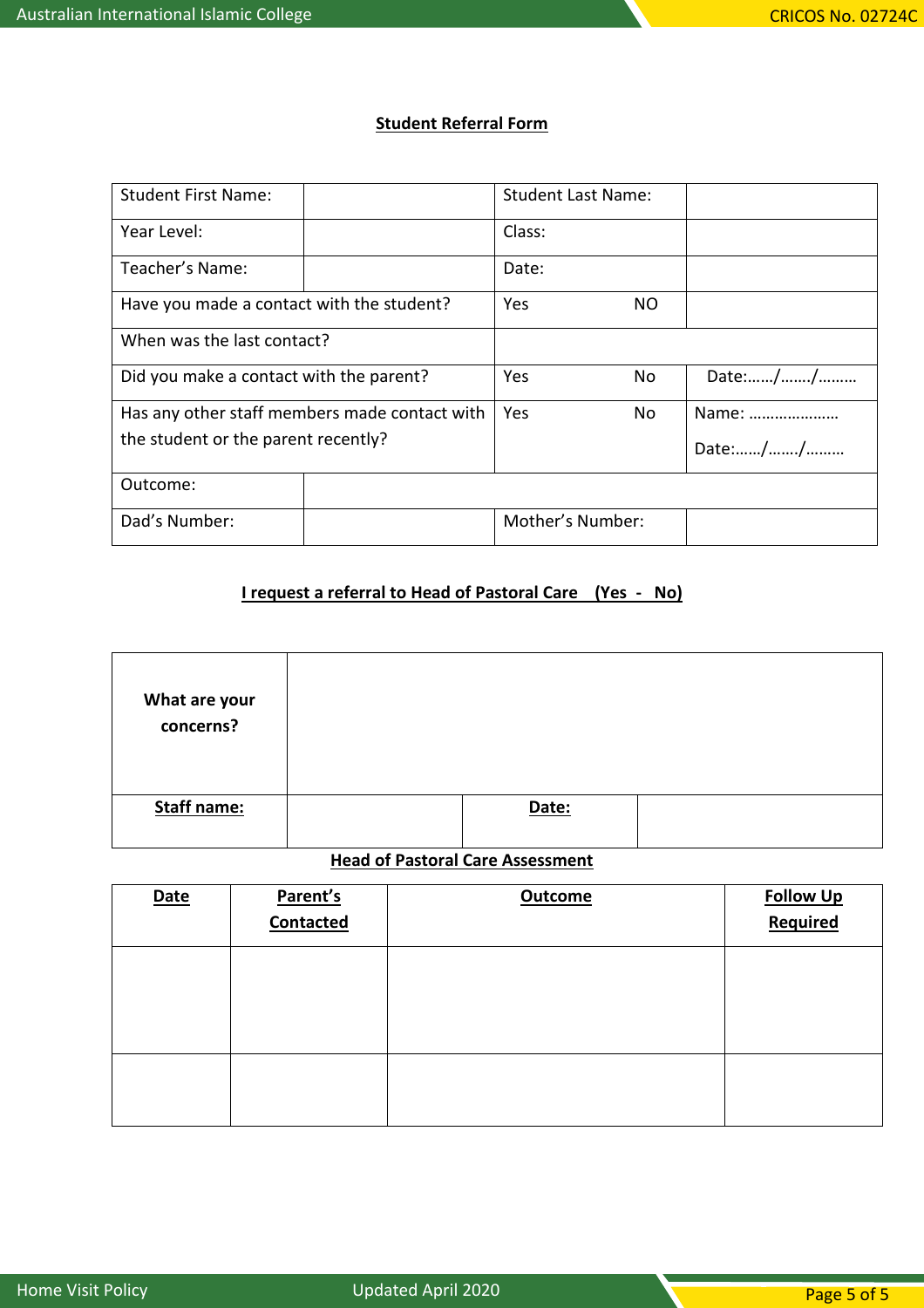**Student Referral Form**

| | | | |
|---|---|---|---|
| Student First Name: | | Student Last Name: | |
| Year Level: | | Class: | |
| Teacher's Name: | | Date: | |
| Have you made a contact with the student? | | Yes NO | |
| When was the last contact? | | | |
| Did you make a contact with the parent? | | Yes No | Date:……/……./……… |
| Has any other staff members made contact with the student or the parent recently? | | Yes No | Name: ………………… Date:……/……./……… |
| Outcome: | | | |
| Dad's Number: | | Mother's Number: | |

**I request a referral to Head of Pastoral Care (Yes - No)**

| | | | |
|---|---|---|---|
| **What are your concerns?** | | | |
| **Staff name:** | | **Date:** | |

**Head of Pastoral Care Assessment**

| **Date** | **Parent's Contacted** | **Outcome** | **Follow Up Required** |
|---|---|---|---|
| | | | |
| | | | |